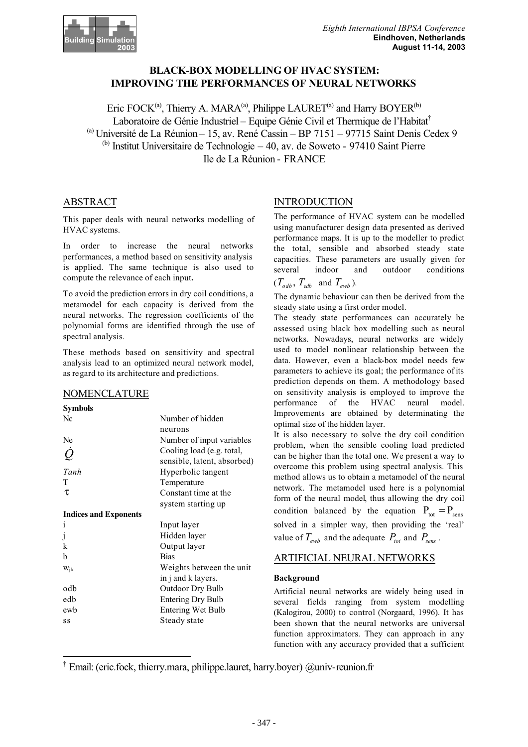# BLACK-BOX MODELLING OF HVAC SYSTEM: IMPROVING THE PERFORMANCES OF NEURAL NETWORKS

Eric FOCK[(a)], Thierry A. MARA[(a)], Philippe LAURET[(a)] and Harry BOYER[(b)]

Laboratoire de Génie Industriel – Equipe Génie Civil et Thermique de l'Habitat[†]

[(a)] Université de La Réunion – 15, av. René Cassin – BP 7151 – 97715 Saint Denis Cedex 9

[(b)] Institut Universitaire de Technologie – 40, av. de Soweto - 97410 Saint Pierre

Ile de La Réunion - FRANCE

## ABSTRACT

This paper deals with neural networks modelling of HVAC systems.

In order to increase the neural networks performances, a method based on sensitivity analysis is applied. The same technique is also used to compute the relevance of each input**.**

To avoid the prediction errors in dry coil conditions, a metamodel for each capacity is derived from the neural networks. The regression coefficients of the polynomial forms are identified through the use of spectral analysis.

These methods based on sensitivity and spectral analysis lead to an optimized neural network model, as regard to its architecture and predictions.

## NOMENCLATURE

**Symbols**

| | |
|---|---|
| Nc | Number of hidden neurons |
| Ne | Number of input variables |
| $\dot{Q}$ | Cooling load (e.g. total, sensible, latent, absorbed) |
| *Tanh* | Hyperbolic tangent |
| T | Temperature |
| $\tau$ | Constant time at the system starting up |

**Indices and Exponents**

| | |
|---|---|
| i | Input layer |
| j | Hidden layer |
| k | Output layer |
| b | Bias |
| $w_{jk}$ | Weights between the unit in j and k layers. |
| odb | Outdoor Dry Bulb |
| edb | Entering Dry Bulb |
| ewb | Entering Wet Bulb |
| ss | Steady state |

## INTRODUCTION

The performance of HVAC system can be modelled using manufacturer design data presented as derived performance maps. It is up to the modeller to predict the total, sensible and absorbed steady state capacities. These parameters are usually given for several indoor and outdoor conditions ($T_{odb}$, $T_{edb}$ and $T_{ewb}$).

The dynamic behaviour can then be derived from the steady state using a first order model.

The steady state performances can accurately be assessed using black box modelling such as neural networks. Nowadays, neural networks are widely used to model nonlinear relationship between the data. However, even a black-box model needs few parameters to achieve its goal; the performance of its prediction depends on them. A methodology based on sensitivity analysis is employed to improve the performance of the HVAC neural model. Improvements are obtained by determinating the optimal size of the hidden layer.

It is also necessary to solve the dry coil condition problem, when the sensible cooling load predicted can be higher than the total one. We present a way to overcome this problem using spectral analysis. This method allows us to obtain a metamodel of the neural network. The metamodel used here is a polynomial form of the neural model, thus allowing the dry coil condition balanced by the equation $P_{tot} = P_{sens}$ solved in a simpler way, then providing the 'real' value of $T_{ewb}$ and the adequate $P_{tot}$ and $P_{sens}$.

## ARTIFICIAL NEURAL NETWORKS

### Background

Artificial neural networks are widely being used in several fields ranging from system modelling (Kalogirou, 2000) to control (Norgaard, 1996). It has been shown that the neural networks are universal function approximators. They can approach in any function with any accuracy provided that a sufficient

[†] Email: (eric.fock, thierry.mara, philippe.lauret, harry.boyer) @univ-reunion.fr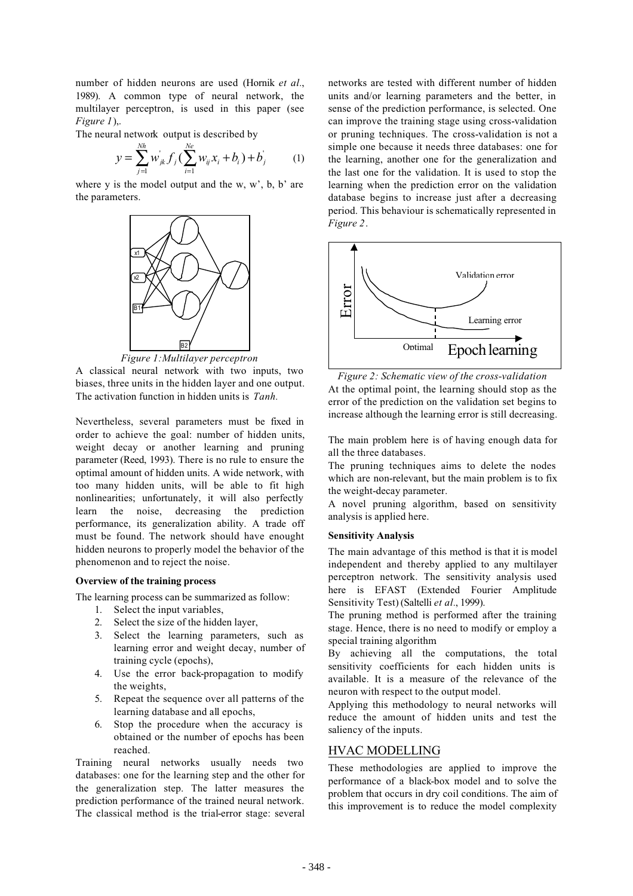number of hidden neurons are used (Hornik *et al*., 1989). A common type of neural network, the multilayer perceptron, is used in this paper (see *Figure 1*),.

The neural network output is described by

$$y = \sum_{j=1}^{Nh} w'_{jk} f_j \left( \sum_{i=1}^{Ne} w_{ij} x_i + b_i \right) + b'_j \qquad (1)$$

where y is the model output and the w, w', b, b' are the parameters.

*Figure 1:Multilayer perceptron*

A classical neural network with two inputs, two biases, three units in the hidden layer and one output. The activation function in hidden units is *Tanh*.

Nevertheless, several parameters must be fixed in order to achieve the goal: number of hidden units, weight decay or another learning and pruning parameter (Reed, 1993). There is no rule to ensure the optimal amount of hidden units. A wide network, with too many hidden units, will be able to fit high nonlinearities; unfortunately, it will also perfectly learn the noise, decreasing the prediction performance, its generalization ability. A trade off must be found. The network should have enought hidden neurons to properly model the behavior of the phenomenon and to reject the noise.

**Overview of the training process**

The learning process can be summarized as follow:

1. Select the input variables,
2. Select the size of the hidden layer,
3. Select the learning parameters, such as learning error and weight decay, number of training cycle (epochs),
4. Use the error back-propagation to modify the weights,
5. Repeat the sequence over all patterns of the learning database and all epochs,
6. Stop the procedure when the accuracy is obtained or the number of epochs has been reached.

Training neural networks usually needs two databases: one for the learning step and the other for the generalization step. The latter measures the prediction performance of the trained neural network. The classical method is the trial-error stage: several networks are tested with different number of hidden units and/or learning parameters and the better, in sense of the prediction performance, is selected. One can improve the training stage using cross-validation or pruning techniques. The cross-validation is not a simple one because it needs three databases: one for the learning, another one for the generalization and the last one for the validation. It is used to stop the learning when the prediction error on the validation database begins to increase just after a decreasing period. This behaviour is schematically represented in *Figure 2*.

*Figure 2: Schematic view of the cross-validation*

At the optimal point, the learning should stop as the error of the prediction on the validation set begins to increase although the learning error is still decreasing.

The main problem here is of having enough data for all the three databases.

The pruning techniques aims to delete the nodes which are non-relevant, but the main problem is to fix the weight-decay parameter.

A novel pruning algorithm, based on sensitivity analysis is applied here.

**Sensitivity Analysis**

The main advantage of this method is that it is model independent and thereby applied to any multilayer perceptron network. The sensitivity analysis used here is EFAST (Extended Fourier Amplitude Sensitivity Test) (Saltelli *et al*., 1999).

The pruning method is performed after the training stage. Hence, there is no need to modify or employ a special training algorithm

By achieving all the computations, the total sensitivity coefficients for each hidden units is available. It is a measure of the relevance of the neuron with respect to the output model.

Applying this methodology to neural networks will reduce the amount of hidden units and test the saliency of the inputs.

## HVAC MODELLING

These methodologies are applied to improve the performance of a black-box model and to solve the problem that occurs in dry coil conditions. The aim of this improvement is to reduce the model complexity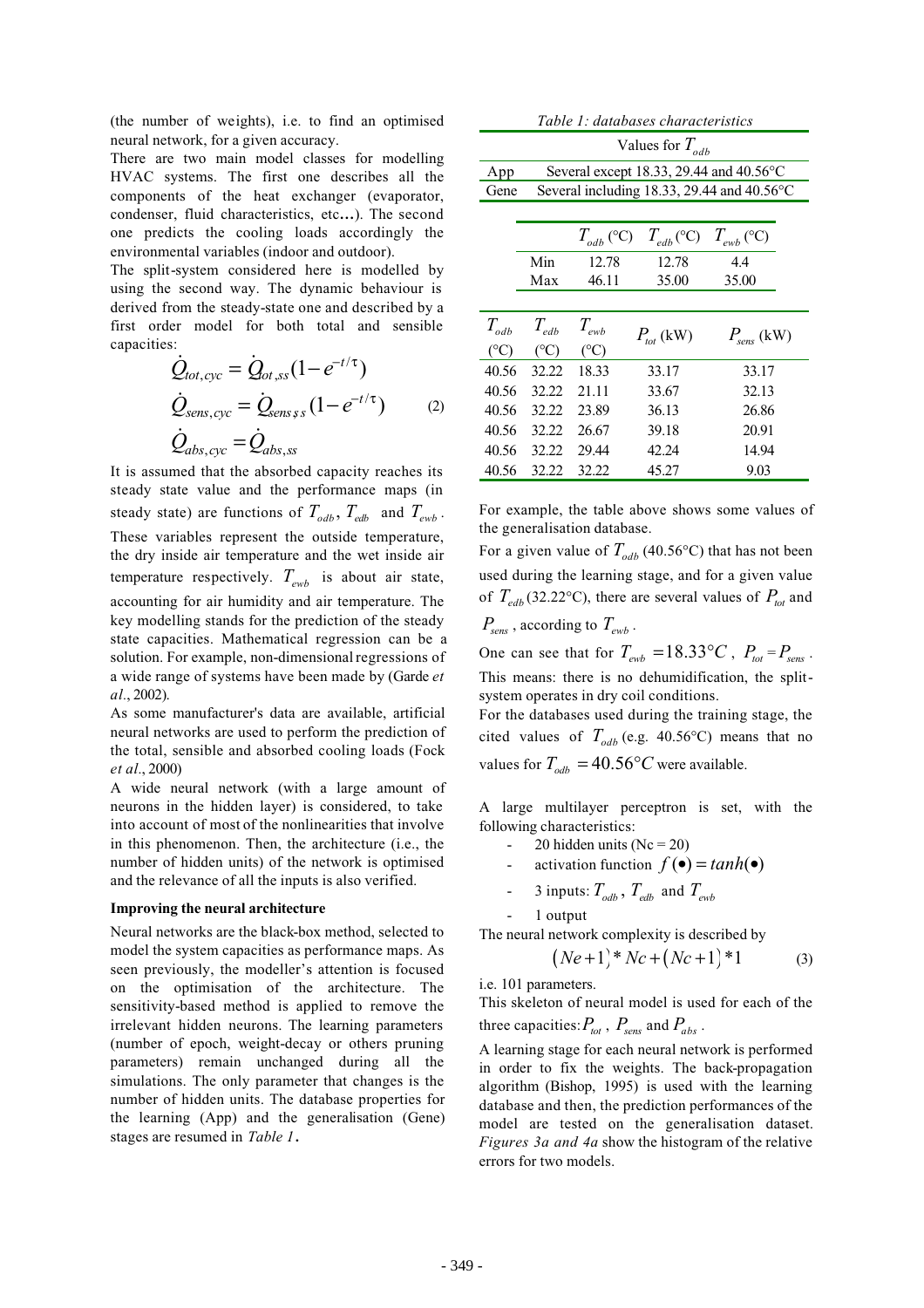(the number of weights), i.e. to find an optimised neural network, for a given accuracy.

There are two main model classes for modelling HVAC systems. The first one describes all the components of the heat exchanger (evaporator, condenser, fluid characteristics, etc…). The second one predicts the cooling loads accordingly the environmental variables (indoor and outdoor).

The split-system considered here is modelled by using the second way. The dynamic behaviour is derived from the steady-state one and described by a first order model for both total and sensible capacities:

$$\dot{Q}_{tot,cyc} = \dot{Q}_{tot,ss}(1-e^{-t/\tau})$$
$$\dot{Q}_{sens,cyc} = \dot{Q}_{sens,ss}(1-e^{-t/\tau}) \qquad (2)$$
$$\dot{Q}_{abs,cyc} = \dot{Q}_{abs,ss}$$

It is assumed that the absorbed capacity reaches its steady state value and the performance maps (in steady state) are functions of $T_{odb}$, $T_{edb}$ and $T_{ewb}$. These variables represent the outside temperature, the dry inside air temperature and the wet inside air temperature respectively. $T_{ewb}$ is about air state, accounting for air humidity and air temperature. The key modelling stands for the prediction of the steady state capacities. Mathematical regression can be a solution. For example, non-dimensional regressions of a wide range of systems have been made by (Garde *et al*., 2002).

As some manufacturer's data are available, artificial neural networks are used to perform the prediction of the total, sensible and absorbed cooling loads (Fock *et al*., 2000)

A wide neural network (with a large amount of neurons in the hidden layer) is considered, to take into account of most of the nonlinearities that involve in this phenomenon. Then, the architecture (i.e., the number of hidden units) of the network is optimised and the relevance of all the inputs is also verified.

**Improving the neural architecture**

Neural networks are the black-box method, selected to model the system capacities as performance maps. As seen previously, the modeller's attention is focused on the optimisation of the architecture. The sensitivity-based method is applied to remove the irrelevant hidden neurons. The learning parameters (number of epoch, weight-decay or others pruning parameters) remain unchanged during all the simulations. The only parameter that changes is the number of hidden units. The database properties for the learning (App) and the generalisation (Gene) stages are resumed in *Table 1*.

*Table 1: databases characteristics*

| | Values for $T_{odb}$ |
|---|---|
| App | Several except 18.33, 29.44 and 40.56°C |
| Gene | Several including 18.33, 29.44 and 40.56°C |

| | $T_{odb}$ (°C) | $T_{edb}$ (°C) | $T_{ewb}$ (°C) |
|---|---|---|---|
| Min | 12.78 | 12.78 | 4.4 |
| Max | 46.11 | 35.00 | 35.00 |

| $T_{odb}$ (°C) | $T_{edb}$ (°C) | $T_{ewb}$ (°C) | $P_{tot}$ (kW) | $P_{sens}$ (kW) |
|---|---|---|---|---|
| 40.56 | 32.22 | 18.33 | 33.17 | 33.17 |
| 40.56 | 32.22 | 21.11 | 33.67 | 32.13 |
| 40.56 | 32.22 | 23.89 | 36.13 | 26.86 |
| 40.56 | 32.22 | 26.67 | 39.18 | 20.91 |
| 40.56 | 32.22 | 29.44 | 42.24 | 14.94 |
| 40.56 | 32.22 | 32.22 | 45.27 | 9.03 |

For example, the table above shows some values of the generalisation database.

For a given value of $T_{odb}$ (40.56°C) that has not been used during the learning stage, and for a given value of $T_{edb}$ (32.22°C), there are several values of $P_{tot}$ and $P_{sens}$, according to $T_{ewb}$.

One can see that for $T_{ewb} = 18.33°C$, $P_{tot} = P_{sens}$. This means: there is no dehumidification, the split-system operates in dry coil conditions.

For the databases used during the training stage, the cited values of $T_{odb}$ (e.g. 40.56°C) means that no values for $T_{odb} = 40.56°C$ were available.

A large multilayer perceptron is set, with the following characteristics:

- 20 hidden units (Nc = 20)
- activation function $f(\bullet) = tanh(\bullet)$
- 3 inputs: $T_{odb}$, $T_{edb}$ and $T_{ewb}$
- 1 output

The neural network complexity is described by

$$(Ne+1)*Nc+(Nc+1)*1 \qquad (3)$$

i.e. 101 parameters.

This skeleton of neural model is used for each of the three capacities: $P_{tot}$, $P_{sens}$ and $P_{abs}$.

A learning stage for each neural network is performed in order to fix the weights. The back-propagation algorithm (Bishop, 1995) is used with the learning database and then, the prediction performances of the model are tested on the generalisation dataset. *Figures 3a and 4a* show the histogram of the relative errors for two models.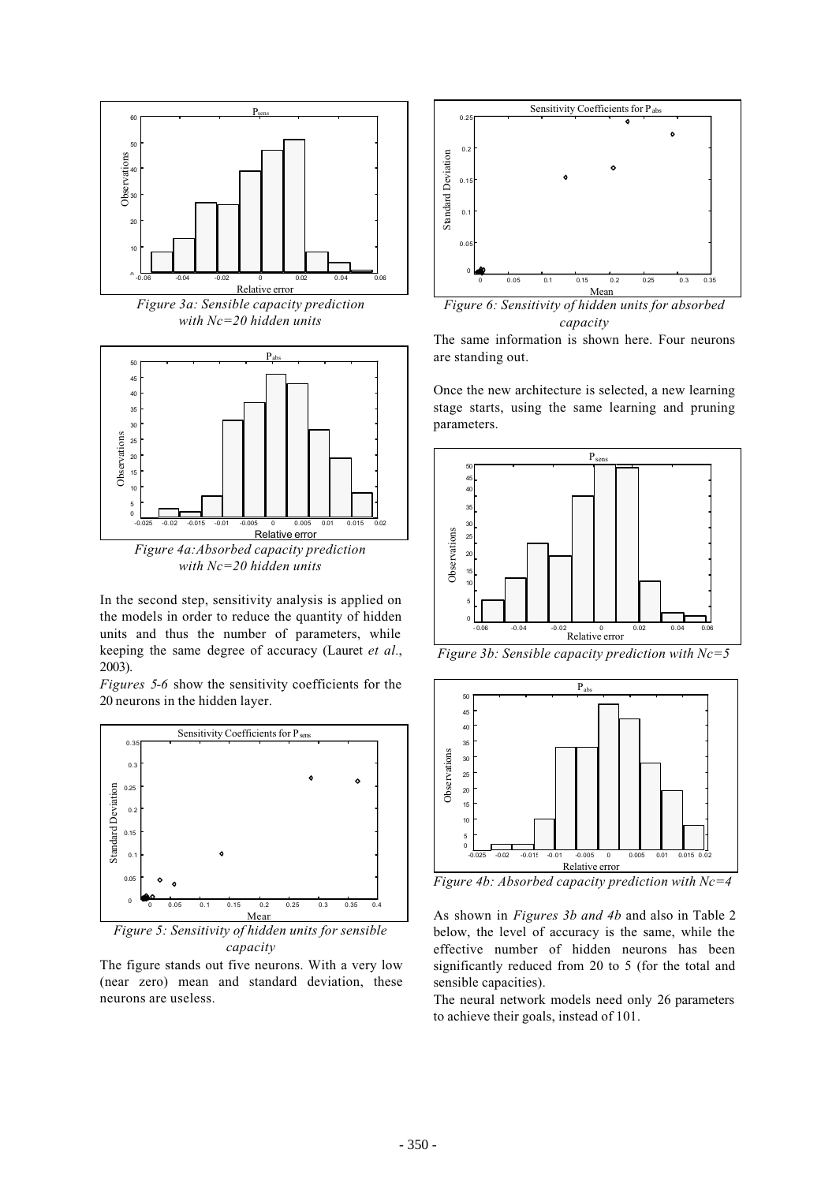*Figure 3a: Sensible capacity prediction with Nc=20 hidden units*

*Figure 4a:Absorbed capacity prediction with Nc=20 hidden units*

In the second step, sensitivity analysis is applied on the models in order to reduce the quantity of hidden units and thus the number of parameters, while keeping the same degree of accuracy (Lauret *et al*., 2003).

*Figures 5-6* show the sensitivity coefficients for the 20 neurons in the hidden layer.

*Figure 5: Sensitivity of hidden units for sensible capacity*

The figure stands out five neurons. With a very low (near zero) mean and standard deviation, these neurons are useless.

*Figure 6: Sensitivity of hidden units for absorbed capacity*

The same information is shown here. Four neurons are standing out.

Once the new architecture is selected, a new learning stage starts, using the same learning and pruning parameters.

*Figure 3b: Sensible capacity prediction with Nc=5*

*Figure 4b: Absorbed capacity prediction with Nc=4*

As shown in *Figures 3b and 4b* and also in Table 2 below, the level of accuracy is the same, while the effective number of hidden neurons has been significantly reduced from 20 to 5 (for the total and sensible capacities).

The neural network models need only 26 parameters to achieve their goals, instead of 101.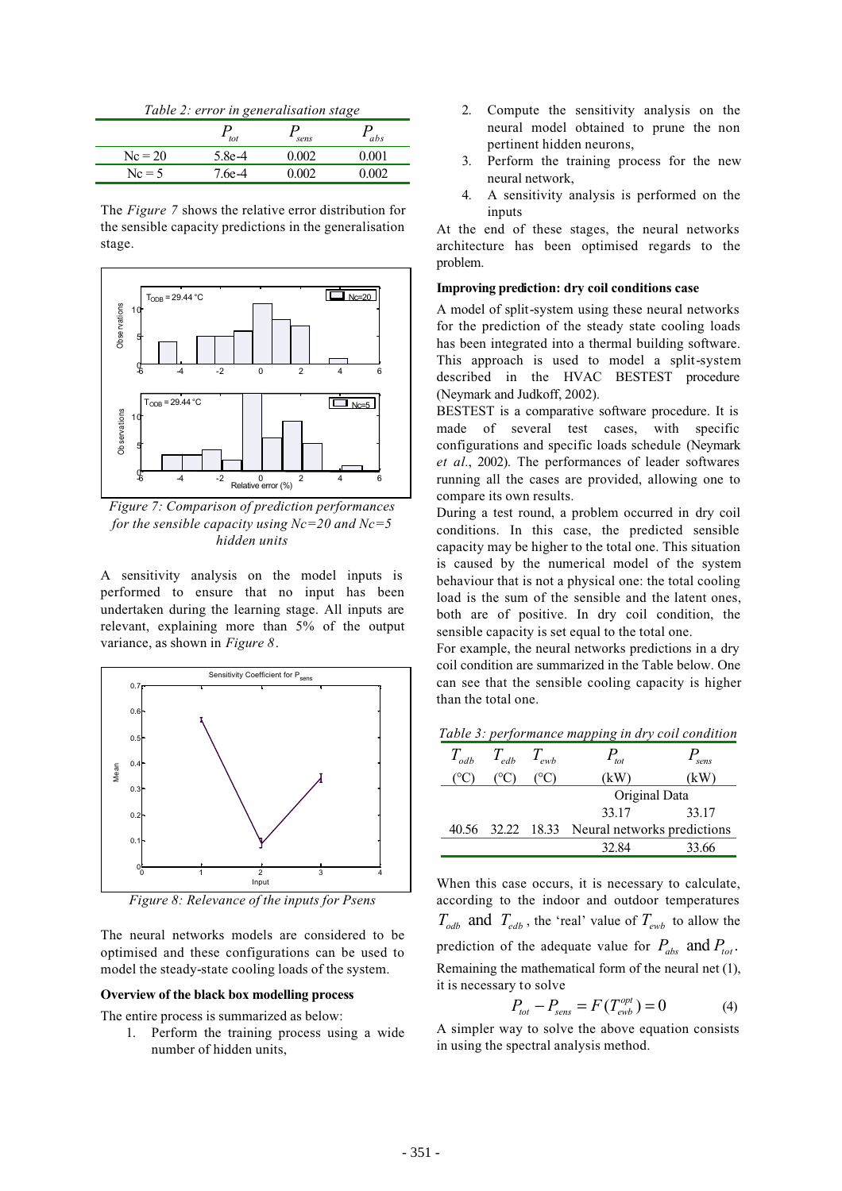*Table 2: error in generalisation stage*

| | $P_{tot}$ | $P_{sens}$ | $P_{abs}$ |
|---|---|---|---|
| Nc = 20 | 5.8e-4 | 0.002 | 0.001 |
| Nc = 5 | 7.6e-4 | 0.002 | 0.002 |

The *Figure 7* shows the relative error distribution for the sensible capacity predictions in the generalisation stage.

*Figure 7: Comparison of prediction performances for the sensible capacity using Nc=20 and Nc=5 hidden units*

A sensitivity analysis on the model inputs is performed to ensure that no input has been undertaken during the learning stage. All inputs are relevant, explaining more than 5% of the output variance, as shown in *Figure 8*.

*Figure 8: Relevance of the inputs for Psens*

The neural networks models are considered to be optimised and these configurations can be used to model the steady-state cooling loads of the system.

**Overview of the black box modelling process**

The entire process is summarized as below:

1. Perform the training process using a wide number of hidden units,
2. Compute the sensitivity analysis on the neural model obtained to prune the non pertinent hidden neurons,
3. Perform the training process for the new neural network,
4. A sensitivity analysis is performed on the inputs

At the end of these stages, the neural networks architecture has been optimised regards to the problem.

**Improving prediction: dry coil conditions case**

A model of split-system using these neural networks for the prediction of the steady state cooling loads has been integrated into a thermal building software. This approach is used to model a split-system described in the HVAC BESTEST procedure (Neymark and Judkoff, 2002).

BESTEST is a comparative software procedure. It is made of several test cases, with specific configurations and specific loads schedule (Neymark *et al*., 2002). The performances of leader softwares running all the cases are provided, allowing one to compare its own results.

During a test round, a problem occurred in dry coil conditions. In this case, the predicted sensible capacity may be higher to the total one. This situation is caused by the numerical model of the system behaviour that is not a physical one: the total cooling load is the sum of the sensible and the latent ones, both are of positive. In dry coil condition, the sensible capacity is set equal to the total one.

For example, the neural networks predictions in a dry coil condition are summarized in the Table below. One can see that the sensible cooling capacity is higher than the total one.

*Table 3: performance mapping in dry coil condition*

| $T_{odb}$ | $T_{edb}$ | $T_{ewb}$ | $P_{tot}$ | $P_{sens}$ |
|---|---|---|---|---|
| (°C) | (°C) | (°C) | (kW) | (kW) |
| | | | Original Data | |
| | | | 33.17 | 33.17 |
| 40.56 | 32.22 | 18.33 | Neural networks predictions | |
| | | | 32.84 | 33.66 |

When this case occurs, it is necessary to calculate, according to the indoor and outdoor temperatures $T_{odb}$ and $T_{edb}$, the 'real' value of $T_{ewb}$ to allow the prediction of the adequate value for $P_{abs}$ and $P_{tot}$.

Remaining the mathematical form of the neural net (1), it is necessary to solve

$$P_{tot} - P_{sens} = F(T_{ewb}^{opt}) = 0 \quad (4)$$

A simpler way to solve the above equation consists in using the spectral analysis method.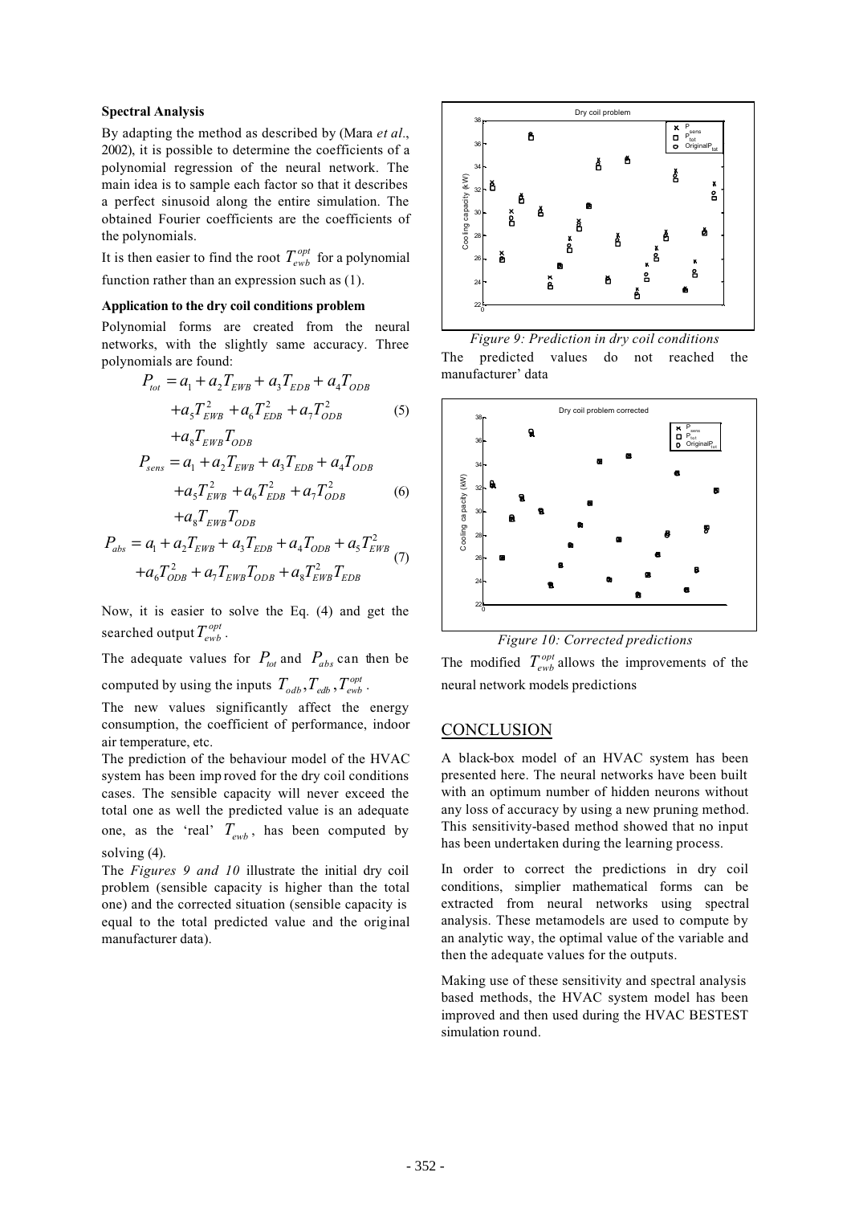### Spectral Analysis

By adapting the method as described by (Mara *et al.*, 2002), it is possible to determine the coefficients of a polynomial regression of the neural network. The main idea is to sample each factor so that it describes a perfect sinusoid along the entire simulation. The obtained Fourier coefficients are the coefficients of the polynomials.

It is then easier to find the root $T_{ewb}^{opt}$ for a polynomial function rather than an expression such as (1).

### Application to the dry coil conditions problem

Polynomial forms are created from the neural networks, with the slightly same accuracy. Three polynomials are found:

$$P_{tot} = a_1 + a_2 T_{EWB} + a_3 T_{EDB} + a_4 T_{ODB} + a_5 T_{EWB}^2 + a_6 T_{EDB}^2 + a_7 T_{ODB}^2 + a_8 T_{EWB} T_{ODB} \quad (5)$$

$$P_{sens} = a_1 + a_2 T_{EWB} + a_3 T_{EDB} + a_4 T_{ODB} + a_5 T_{EWB}^2 + a_6 T_{EDB}^2 + a_7 T_{ODB}^2 + a_8 T_{EWB} T_{ODB} \quad (6)$$

$$P_{abs} = a_1 + a_2 T_{EWB} + a_3 T_{EDB} + a_4 T_{ODB} + a_5 T_{EWB}^2 + a_6 T_{ODB}^2 + a_7 T_{EWB} T_{ODB} + a_8 T_{EWB}^2 T_{EDB} \quad (7)$$

Now, it is easier to solve the Eq. (4) and get the searched output $T_{ewb}^{opt}$.

The adequate values for $P_{tot}$ and $P_{abs}$ can then be computed by using the inputs $T_{odb}, T_{edb}, T_{ewb}^{opt}$.

The new values significantly affect the energy consumption, the coefficient of performance, indoor air temperature, etc.

The prediction of the behaviour model of the HVAC system has been improved for the dry coil conditions cases. The sensible capacity will never exceed the total one as well the predicted value is an adequate one, as the 'real' $T_{ewb}$, has been computed by solving (4).

The *Figures 9 and 10* illustrate the initial dry coil problem (sensible capacity is higher than the total one) and the corrected situation (sensible capacity is equal to the total predicted value and the original manufacturer data).

*Figure 9: Prediction in dry coil conditions*

The predicted values do not reached the manufacturer' data

*Figure 10: Corrected predictions*

The modified $T_{ewb}^{opt}$ allows the improvements of the neural network models predictions

## CONCLUSION

A black-box model of an HVAC system has been presented here. The neural networks have been built with an optimum number of hidden neurons without any loss of accuracy by using a new pruning method. This sensitivity-based method showed that no input has been undertaken during the learning process.

In order to correct the predictions in dry coil conditions, simplier mathematical forms can be extracted from neural networks using spectral analysis. These metamodels are used to compute by an analytic way, the optimal value of the variable and then the adequate values for the outputs.

Making use of these sensitivity and spectral analysis based methods, the HVAC system model has been improved and then used during the HVAC BESTEST simulation round.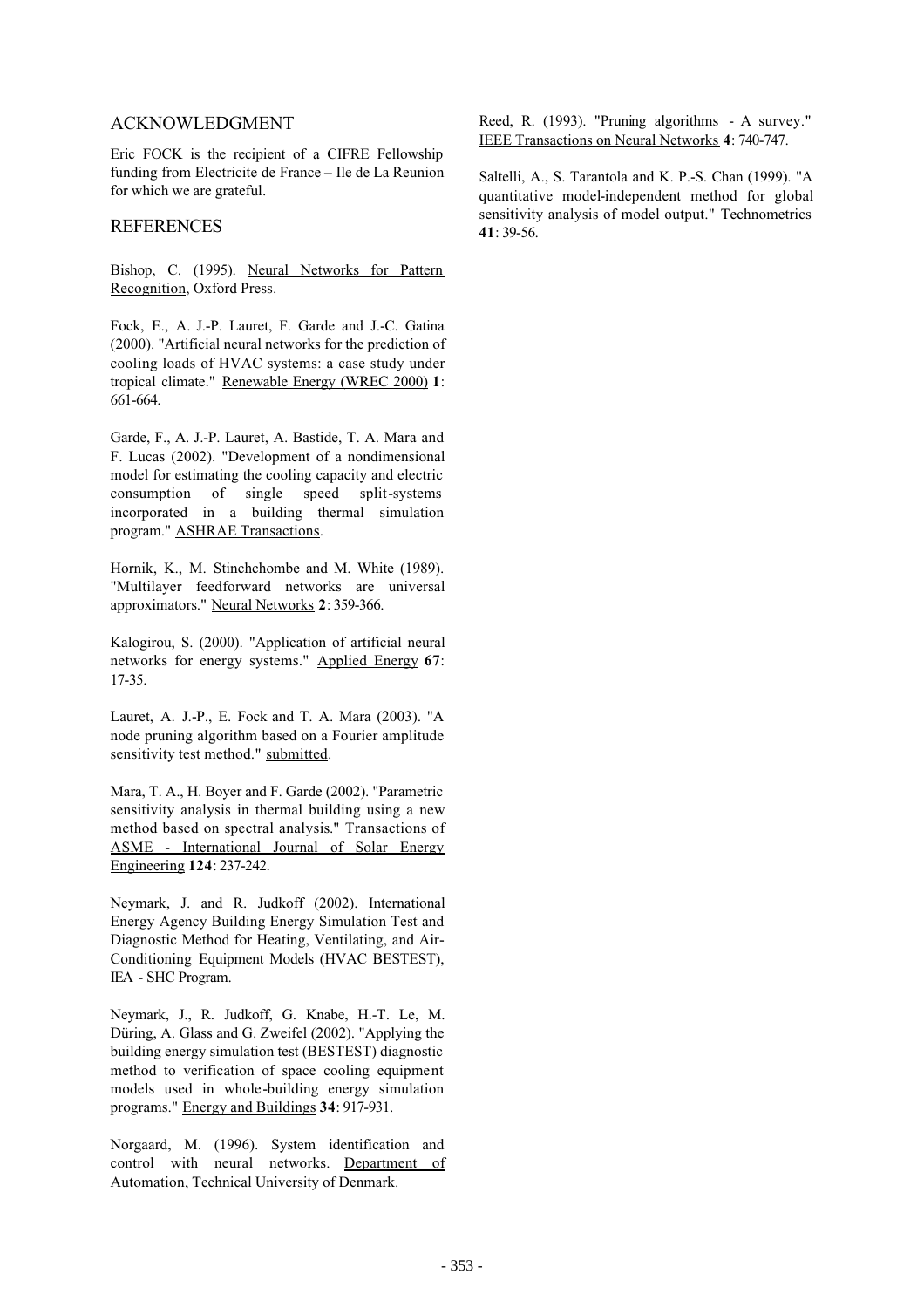## ACKNOWLEDGMENT

Eric FOCK is the recipient of a CIFRE Fellowship funding from Electricite de France – Ile de La Reunion for which we are grateful.

## REFERENCES

Bishop, C. (1995). Neural Networks for Pattern Recognition, Oxford Press.

Fock, E., A. J.-P. Lauret, F. Garde and J.-C. Gatina (2000). "Artificial neural networks for the prediction of cooling loads of HVAC systems: a case study under tropical climate." Renewable Energy (WREC 2000) **1**: 661-664.

Garde, F., A. J.-P. Lauret, A. Bastide, T. A. Mara and F. Lucas (2002). "Development of a nondimensional model for estimating the cooling capacity and electric consumption of single speed split-systems incorporated in a building thermal simulation program." ASHRAE Transactions.

Hornik, K., M. Stinchchombe and M. White (1989). "Multilayer feedforward networks are universal approximators." Neural Networks **2**: 359-366.

Kalogirou, S. (2000). "Application of artificial neural networks for energy systems." Applied Energy **67**: 17-35.

Lauret, A. J.-P., E. Fock and T. A. Mara (2003). "A node pruning algorithm based on a Fourier amplitude sensitivity test method." submitted.

Mara, T. A., H. Boyer and F. Garde (2002). "Parametric sensitivity analysis in thermal building using a new method based on spectral analysis." Transactions of ASME - International Journal of Solar Energy Engineering **124**: 237-242.

Neymark, J. and R. Judkoff (2002). International Energy Agency Building Energy Simulation Test and Diagnostic Method for Heating, Ventilating, and Air-Conditioning Equipment Models (HVAC BESTEST), IEA - SHC Program.

Neymark, J., R. Judkoff, G. Knabe, H.-T. Le, M. Düring, A. Glass and G. Zweifel (2002). "Applying the building energy simulation test (BESTEST) diagnostic method to verification of space cooling equipment models used in whole-building energy simulation programs." Energy and Buildings **34**: 917-931.

Norgaard, M. (1996). System identification and control with neural networks. Department of Automation, Technical University of Denmark.

Reed, R. (1993). "Pruning algorithms - A survey." IEEE Transactions on Neural Networks **4**: 740-747.

Saltelli, A., S. Tarantola and K. P.-S. Chan (1999). "A quantitative model-independent method for global sensitivity analysis of model output." Technometrics **41**: 39-56.